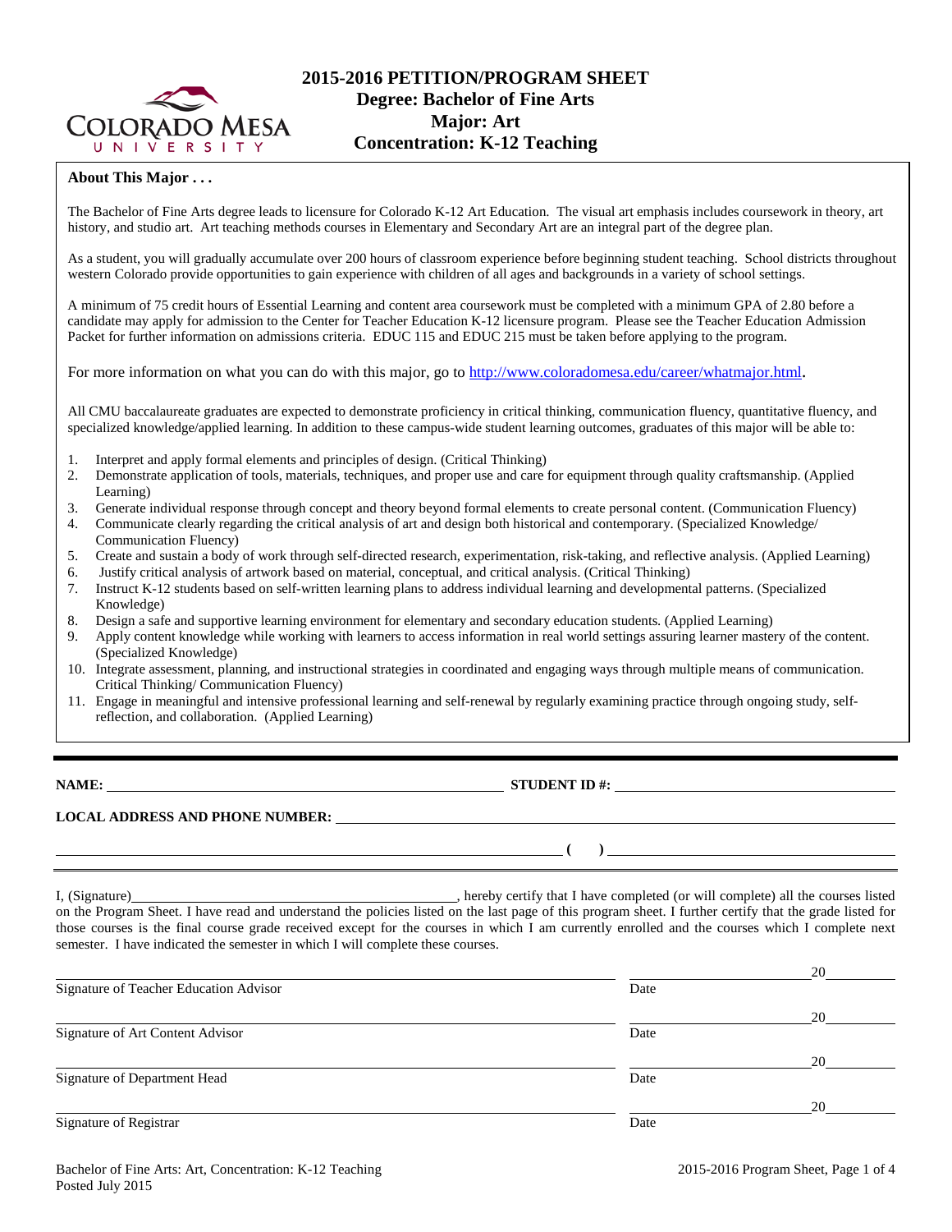# 2015-2016 PETITION/PROGRAM SHEET
## Degree: Bachelor of Fine Arts
## Major: Art
## Concentration: K-12 Teaching

**About This Major . . .**

The Bachelor of Fine Arts degree leads to licensure for Colorado K-12 Art Education. The visual art emphasis includes coursework in theory, art history, and studio art. Art teaching methods courses in Elementary and Secondary Art are an integral part of the degree plan.

As a student, you will gradually accumulate over 200 hours of classroom experience before beginning student teaching. School districts throughout western Colorado provide opportunities to gain experience with children of all ages and backgrounds in a variety of school settings.

A minimum of 75 credit hours of Essential Learning and content area coursework must be completed with a minimum GPA of 2.80 before a candidate may apply for admission to the Center for Teacher Education K-12 licensure program. Please see the Teacher Education Admission Packet for further information on admissions criteria. EDUC 115 and EDUC 215 must be taken before applying to the program.

For more information on what you can do with this major, go to http://www.coloradomesa.edu/career/whatmajor.html.

All CMU baccalaureate graduates are expected to demonstrate proficiency in critical thinking, communication fluency, quantitative fluency, and specialized knowledge/applied learning. In addition to these campus-wide student learning outcomes, graduates of this major will be able to:

1. Interpret and apply formal elements and principles of design. (Critical Thinking)
2. Demonstrate application of tools, materials, techniques, and proper use and care for equipment through quality craftsmanship. (Applied Learning)
3. Generate individual response through concept and theory beyond formal elements to create personal content. (Communication Fluency)
4. Communicate clearly regarding the critical analysis of art and design both historical and contemporary. (Specialized Knowledge/ Communication Fluency)
5. Create and sustain a body of work through self-directed research, experimentation, risk-taking, and reflective analysis. (Applied Learning)
6. Justify critical analysis of artwork based on material, conceptual, and critical analysis. (Critical Thinking)
7. Instruct K-12 students based on self-written learning plans to address individual learning and developmental patterns. (Specialized Knowledge)
8. Design a safe and supportive learning environment for elementary and secondary education students. (Applied Learning)
9. Apply content knowledge while working with learners to access information in real world settings assuring learner mastery of the content. (Specialized Knowledge)
10. Integrate assessment, planning, and instructional strategies in coordinated and engaging ways through multiple means of communication. Critical Thinking/ Communication Fluency)
11. Engage in meaningful and intensive professional learning and self-renewal by regularly examining practice through ongoing study, self-reflection, and collaboration. (Applied Learning)

**NAME:** ______________________ **STUDENT ID #:** ______________________

**LOCAL ADDRESS AND PHONE NUMBER:** ______________________

______________________ ( ) ______________________

I, (Signature)______________________, hereby certify that I have completed (or will complete) all the courses listed on the Program Sheet. I have read and understand the policies listed on the last page of this program sheet. I further certify that the grade listed for those courses is the final course grade received except for the courses in which I am currently enrolled and the courses which I complete next semester. I have indicated the semester in which I will complete these courses.

______________________ Signature of Teacher Education Advisor — Date ________ 20____

______________________ Signature of Art Content Advisor — Date ________ 20____

______________________ Signature of Department Head — Date ________ 20____

______________________ Signature of Registrar — Date ________ 20____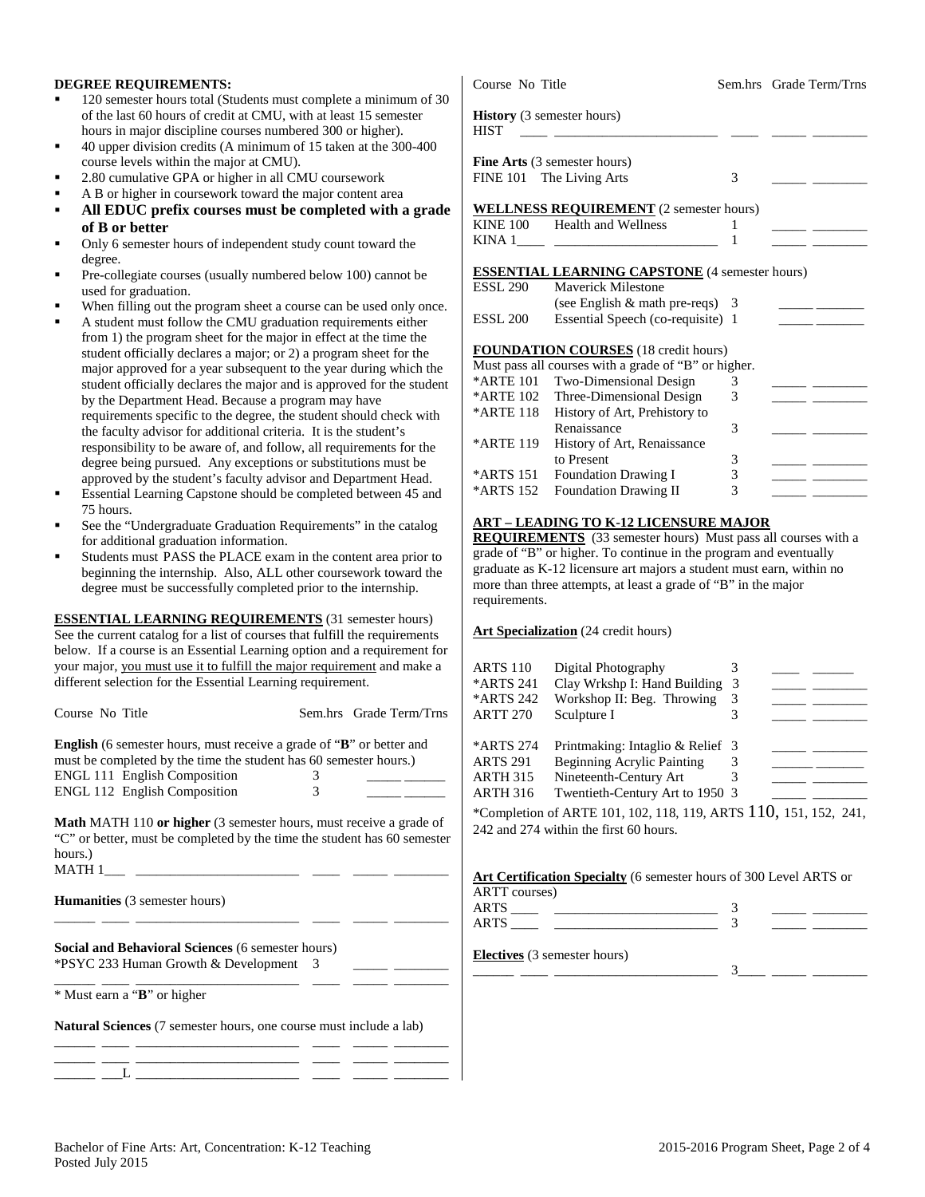**DEGREE REQUIREMENTS:**

- 120 semester hours total (Students must complete a minimum of 30 of the last 60 hours of credit at CMU, with at least 15 semester hours in major discipline courses numbered 300 or higher).
- 40 upper division credits (A minimum of 15 taken at the 300-400 course levels within the major at CMU).
- 2.80 cumulative GPA or higher in all CMU coursework
- A B or higher in coursework toward the major content area
- **All EDUC prefix courses must be completed with a grade of B or better**
- Only 6 semester hours of independent study count toward the degree.
- Pre-collegiate courses (usually numbered below 100) cannot be used for graduation.
- When filling out the program sheet a course can be used only once.
- A student must follow the CMU graduation requirements either from 1) the program sheet for the major in effect at the time the student officially declares a major; or 2) a program sheet for the major approved for a year subsequent to the year during which the student officially declares the major and is approved for the student by the Department Head. Because a program may have requirements specific to the degree, the student should check with the faculty advisor for additional criteria. It is the student's responsibility to be aware of, and follow, all requirements for the degree being pursued. Any exceptions or substitutions must be approved by the student's faculty advisor and Department Head.
- Essential Learning Capstone should be completed between 45 and 75 hours.
- See the "Undergraduate Graduation Requirements" in the catalog for additional graduation information.
- Students must PASS the PLACE exam in the content area prior to beginning the internship. Also, ALL other coursework toward the degree must be successfully completed prior to the internship.

**ESSENTIAL LEARNING REQUIREMENTS** (31 semester hours)
See the current catalog for a list of courses that fulfill the requirements below. If a course is an Essential Learning option and a requirement for your major, you must use it to fulfill the major requirement and make a different selection for the Essential Learning requirement.

| Course No | Title | Sem.hrs | Grade | Term/Trns |
|---|---|---|---|---|

**English** (6 semester hours, must receive a grade of "**B**" or better and must be completed by the time the student has 60 semester hours.)

| Course No | Title | Sem.hrs | Grade | Term/Trns |
|---|---|---|---|---|
| ENGL 111 | English Composition | 3 | _____ | ______ |
| ENGL 112 | English Composition | 3 | _____ | ______ |

**Math** MATH 110 **or higher** (3 semester hours, must receive a grade of "C" or better, must be completed by the time the student has 60 semester hours.)

| Course No | Title | Sem.hrs | Grade | Term/Trns |
|---|---|---|---|---|
| MATH 1___ | ________________________ | ____ | _____ | ________ |

**Humanities** (3 semester hours)

| Course No | Title | Sem.hrs | Grade | Term/Trns |
|---|---|---|---|---|
| ______ ____ | ________________________ | ____ | _____ | ________ |

**Social and Behavioral Sciences** (6 semester hours)

| Course No | Title | Sem.hrs | Grade | Term/Trns |
|---|---|---|---|---|
| *PSYC 233 | Human Growth & Development | 3 | _____ | ________ |
| ______ ____ | ________________________ | ____ | _____ | ________ |

\* Must earn a "**B**" or higher

**Natural Sciences** (7 semester hours, one course must include a lab)

| Course No | Title | Sem.hrs | Grade | Term/Trns |
|---|---|---|---|---|
| ______ ____ | ________________________ | ____ | _____ | ________ |
| ______ ____ | ________________________ | ____ | _____ | ________ |
| ______ ___L | ________________________ | ____ | _____ | ________ |

**History** (3 semester hours)

| Course No | Title | Sem.hrs | Grade | Term/Trns |
|---|---|---|---|---|
| HIST ____ | ________________________ | ____ | _____ | ________ |

**Fine Arts** (3 semester hours)

| Course No | Title | Sem.hrs | Grade | Term/Trns |
|---|---|---|---|---|
| FINE 101 | The Living Arts | 3 | _____ | ________ |

**WELLNESS REQUIREMENT** (2 semester hours)

| Course No | Title | Sem.hrs | Grade | Term/Trns |
|---|---|---|---|---|
| KINE 100 | Health and Wellness | 1 | _____ | ________ |
| KINA 1____ | ________________________ | 1 | _____ | ________ |

**ESSENTIAL LEARNING CAPSTONE** (4 semester hours)

| Course No | Title | Sem.hrs | Grade | Term/Trns |
|---|---|---|---|---|
| ESSL 290 | Maverick Milestone (see English & math pre-reqs) | 3 | _____ | _______ |
| ESSL 200 | Essential Speech (co-requisite) | 1 | _____ | _______ |

**FOUNDATION COURSES** (18 credit hours)
Must pass all courses with a grade of "B" or higher.

| Course No | Title | Sem.hrs | Grade | Term/Trns |
|---|---|---|---|---|
| *ARTE 101 | Two-Dimensional Design | 3 | _____ | ________ |
| *ARTE 102 | Three-Dimensional Design | 3 | _____ | ________ |
| *ARTE 118 | History of Art, Prehistory to Renaissance | 3 | _____ | ________ |
| *ARTE 119 | History of Art, Renaissance to Present | 3 | _____ | ________ |
| *ARTS 151 | Foundation Drawing I | 3 | _____ | ________ |
| *ARTS 152 | Foundation Drawing II | 3 | _____ | ________ |

**ART – LEADING TO K-12 LICENSURE MAJOR REQUIREMENTS** (33 semester hours) Must pass all courses with a grade of "B" or higher. To continue in the program and eventually graduate as K-12 licensure art majors a student must earn, within no more than three attempts, at least a grade of "B" in the major requirements.

**Art Specialization** (24 credit hours)

| Course No | Title | Sem.hrs | Grade | Term/Trns |
|---|---|---|---|---|
| ARTS 110 | Digital Photography | 3 | ____ | ______ |
| *ARTS 241 | Clay Wrkshp I: Hand Building | 3 | _____ | ________ |
| *ARTS 242 | Workshop II: Beg. Throwing | 3 | _____ | ________ |
| ARTT 270 | Sculpture I | 3 | _____ | ________ |
| *ARTS 274 | Printmaking: Intaglio & Relief | 3 | _____ | ________ |
| ARTS 291 | Beginning Acrylic Painting | 3 | ______ | _______ |
| ARTH 315 | Nineteenth-Century Art | 3 | _____ | ________ |
| ARTH 316 | Twentieth-Century Art to 1950 | 3 | _____ | ________ |

\*Completion of ARTE 101, 102, 118, 119, ARTS 110, 151, 152, 241, 242 and 274 within the first 60 hours.

**Art Certification Specialty** (6 semester hours of 300 Level ARTS or ARTT courses)

| Course No | Title | Sem.hrs | Grade | Term/Trns |
|---|---|---|---|---|
| ARTS ____ | ________________________ | 3 | _____ | ________ |
| ARTS ____ | ________________________ | 3 | _____ | ________ |

**Electives** (3 semester hours)

| Course No | Title | Sem.hrs | Grade | Term/Trns |
|---|---|---|---|---|
| ______ ____ | ________________________ | 3____ | _____ | ________ |

Bachelor of Fine Arts: Art, Concentration: K-12 Teaching
Posted July 2015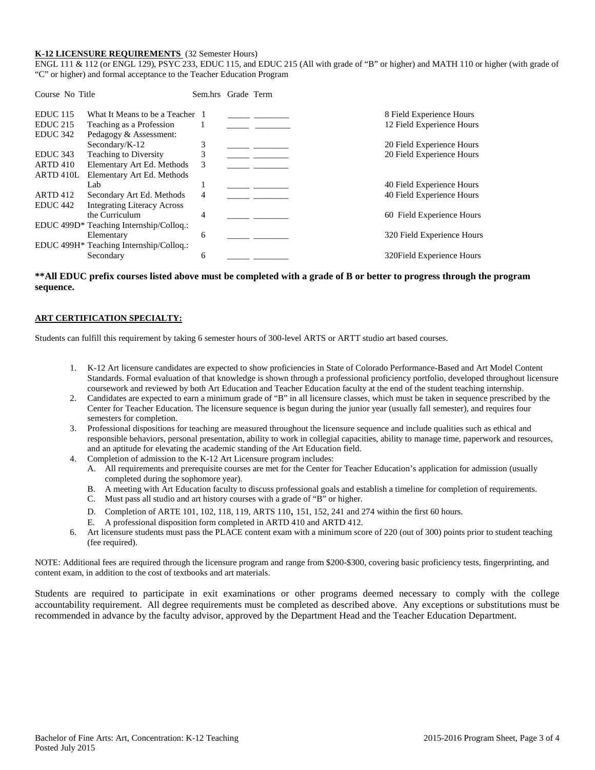**K-12 LICENSURE REQUIREMENTS** (32 Semester Hours)
ENGL 111 & 112 (or ENGL 129), PSYC 233, EDUC 115, and EDUC 215 (All with grade of "B" or higher) and MATH 110 or higher (with grade of "C" or higher) and formal acceptance to the Teacher Education Program

| Course No | Title | Sem.hrs | Grade | Term | |
|---|---|---|---|---|---|
| EDUC 115 | What It Means to be a Teacher | 1 | _____ | ________ | 8 Field Experience Hours |
| EDUC 215 | Teaching as a Profession | 1 | _____ | ________ | 12 Field Experience Hours |
| EDUC 342 | Pedagogy & Assessment: Secondary/K-12 | 3 | _____ | ________ | 20 Field Experience Hours |
| EDUC 343 | Teaching to Diversity | 3 | _____ | ________ | 20 Field Experience Hours |
| ARTD 410 | Elementary Art Ed. Methods | 3 | _____ | ________ | |
| ARTD 410L | Elementary Art Ed. Methods Lab | 1 | _____ | ________ | 40 Field Experience Hours |
| ARTD 412 | Secondary Art Ed. Methods | 4 | _____ | ________ | 40 Field Experience Hours |
| EDUC 442 | Integrating Literacy Across the Curriculum | 4 | _____ | ________ | 60 Field Experience Hours |
| EDUC 499D* | Teaching Internship/Colloq.: Elementary | 6 | _____ | ________ | 320 Field Experience Hours |
| EDUC 499H* | Teaching Internship/Colloq.: Secondary | 6 | _____ | ________ | 320Field Experience Hours |

**\*\*All EDUC prefix courses listed above must be completed with a grade of B or better to progress through the program sequence.**

**ART CERTIFICATION SPECIALTY:**

Students can fulfill this requirement by taking 6 semester hours of 300-level ARTS or ARTT studio art based courses.

1. K-12 Art licensure candidates are expected to show proficiencies in State of Colorado Performance-Based and Art Model Content Standards. Formal evaluation of that knowledge is shown through a professional proficiency portfolio, developed throughout licensure coursework and reviewed by both Art Education and Teacher Education faculty at the end of the student teaching internship.
2. Candidates are expected to earn a minimum grade of "B" in all licensure classes, which must be taken in sequence prescribed by the Center for Teacher Education. The licensure sequence is begun during the junior year (usually fall semester), and requires four semesters for completion.
3. Professional dispositions for teaching are measured throughout the licensure sequence and include qualities such as ethical and responsible behaviors, personal presentation, ability to work in collegial capacities, ability to manage time, paperwork and resources, and an aptitude for elevating the academic standing of the Art Education field.
4. Completion of admission to the K-12 Art Licensure program includes:
   A. All requirements and prerequisite courses are met for the Center for Teacher Education's application for admission (usually completed during the sophomore year).
   B. A meeting with Art Education faculty to discuss professional goals and establish a timeline for completion of requirements.
   C. Must pass all studio and art history courses with a grade of "B" or higher.
   D. Completion of ARTE 101, 102, 118, 119, ARTS 110, 151, 152, 241 and 274 within the first 60 hours.
   E. A professional disposition form completed in ARTD 410 and ARTD 412.
6. Art licensure students must pass the PLACE content exam with a minimum score of 220 (out of 300) points prior to student teaching (fee required).

NOTE: Additional fees are required through the licensure program and range from $200-$300, covering basic proficiency tests, fingerprinting, and content exam, in addition to the cost of textbooks and art materials.

Students are required to participate in exit examinations or other programs deemed necessary to comply with the college accountability requirement. All degree requirements must be completed as described above. Any exceptions or substitutions must be recommended in advance by the faculty advisor, approved by the Department Head and the Teacher Education Department.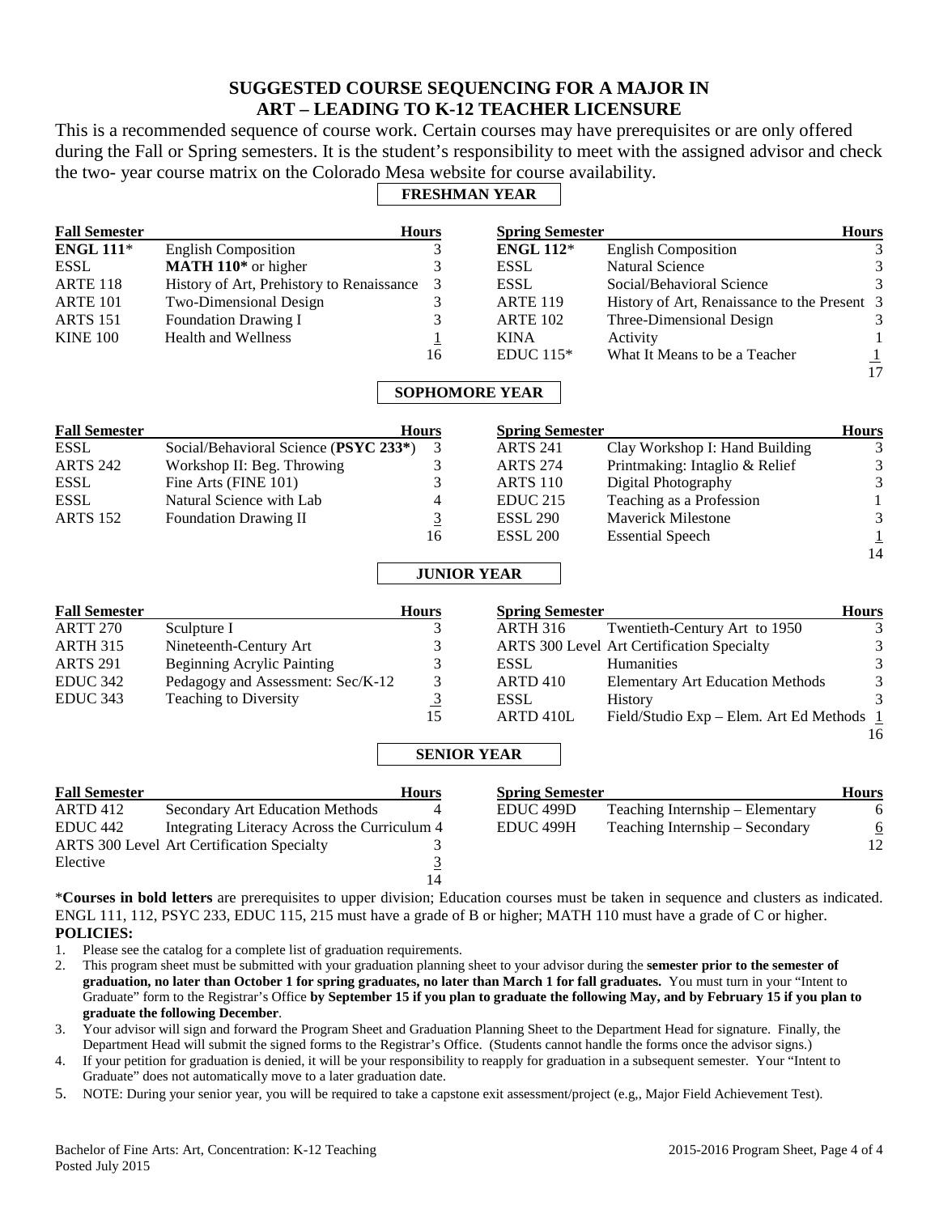## SUGGESTED COURSE SEQUENCING FOR A MAJOR IN ART – LEADING TO K-12 TEACHER LICENSURE

This is a recommended sequence of course work. Certain courses may have prerequisites or are only offered during the Fall or Spring semesters. It is the student's responsibility to meet with the assigned advisor and check the two- year course matrix on the Colorado Mesa website for course availability.

### FRESHMAN YEAR

| Fall Semester | | Hours | Spring Semester | | Hours |
|---|---|---|---|---|---|
| **ENGL 111*** | English Composition | 3 | **ENGL 112*** | English Composition | 3 |
| ESSL | **MATH 110*** or higher | 3 | ESSL | Natural Science | 3 |
| ARTE 118 | History of Art, Prehistory to Renaissance | 3 | ESSL | Social/Behavioral Science | 3 |
| ARTE 101 | Two-Dimensional Design | 3 | ARTE 119 | History of Art, Renaissance to the Present | 3 |
| ARTS 151 | Foundation Drawing I | 3 | ARTE 102 | Three-Dimensional Design | 3 |
| KINE 100 | Health and Wellness | 1 | KINA | Activity | 1 |
| | | 16 | EDUC 115* | What It Means to be a Teacher | 1 |
| | | | | | 17 |

### SOPHOMORE YEAR

| Fall Semester | | Hours | Spring Semester | | Hours |
|---|---|---|---|---|---|
| ESSL | Social/Behavioral Science (**PSYC 233***) | 3 | ARTS 241 | Clay Workshop I: Hand Building | 3 |
| ARTS 242 | Workshop II: Beg. Throwing | 3 | ARTS 274 | Printmaking: Intaglio & Relief | 3 |
| ESSL | Fine Arts (FINE 101) | 3 | ARTS 110 | Digital Photography | 3 |
| ESSL | Natural Science with Lab | 4 | EDUC 215 | Teaching as a Profession | 1 |
| ARTS 152 | Foundation Drawing II | 3 | ESSL 290 | Maverick Milestone | 3 |
| | | 16 | ESSL 200 | Essential Speech | 1 |
| | | | | | 14 |

### JUNIOR YEAR

| Fall Semester | | Hours | Spring Semester | | Hours |
|---|---|---|---|---|---|
| ARTT 270 | Sculpture I | 3 | ARTH 316 | Twentieth-Century Art to 1950 | 3 |
| ARTH 315 | Nineteenth-Century Art | 3 | ARTS 300 Level | Art Certification Specialty | 3 |
| ARTS 291 | Beginning Acrylic Painting | 3 | ESSL | Humanities | 3 |
| EDUC 342 | Pedagogy and Assessment: Sec/K-12 | 3 | ARTD 410 | Elementary Art Education Methods | 3 |
| EDUC 343 | Teaching to Diversity | 3 | ESSL | History | 3 |
| | | 15 | ARTD 410L | Field/Studio Exp – Elem. Art Ed Methods | 1 |
| | | | | | 16 |

### SENIOR YEAR

| Fall Semester | | Hours | Spring Semester | | Hours |
|---|---|---|---|---|---|
| ARTD 412 | Secondary Art Education Methods | 4 | EDUC 499D | Teaching Internship – Elementary | 6 |
| EDUC 442 | Integrating Literacy Across the Curriculum | 4 | EDUC 499H | Teaching Internship – Secondary | 6 |
| ARTS 300 Level | Art Certification Specialty | 3 | | | 12 |
| Elective | | 3 | | | |
| | | 14 | | | |

***Courses in bold letters** are prerequisites to upper division; Education courses must be taken in sequence and clusters as indicated. ENGL 111, 112, PSYC 233, EDUC 115, 215 must have a grade of B or higher; MATH 110 must have a grade of C or higher.

**POLICIES:**

1. Please see the catalog for a complete list of graduation requirements.
2. This program sheet must be submitted with your graduation planning sheet to your advisor during the **semester prior to the semester of graduation, no later than October 1 for spring graduates, no later than March 1 for fall graduates.** You must turn in your "Intent to Graduate" form to the Registrar's Office **by September 15 if you plan to graduate the following May, and by February 15 if you plan to graduate the following December**.
3. Your advisor will sign and forward the Program Sheet and Graduation Planning Sheet to the Department Head for signature. Finally, the Department Head will submit the signed forms to the Registrar's Office. (Students cannot handle the forms once the advisor signs.)
4. If your petition for graduation is denied, it will be your responsibility to reapply for graduation in a subsequent semester. Your "Intent to Graduate" does not automatically move to a later graduation date.
5. NOTE: During your senior year, you will be required to take a capstone exit assessment/project (e.g,, Major Field Achievement Test).

Bachelor of Fine Arts: Art, Concentration: K-12 Teaching
Posted July 2015